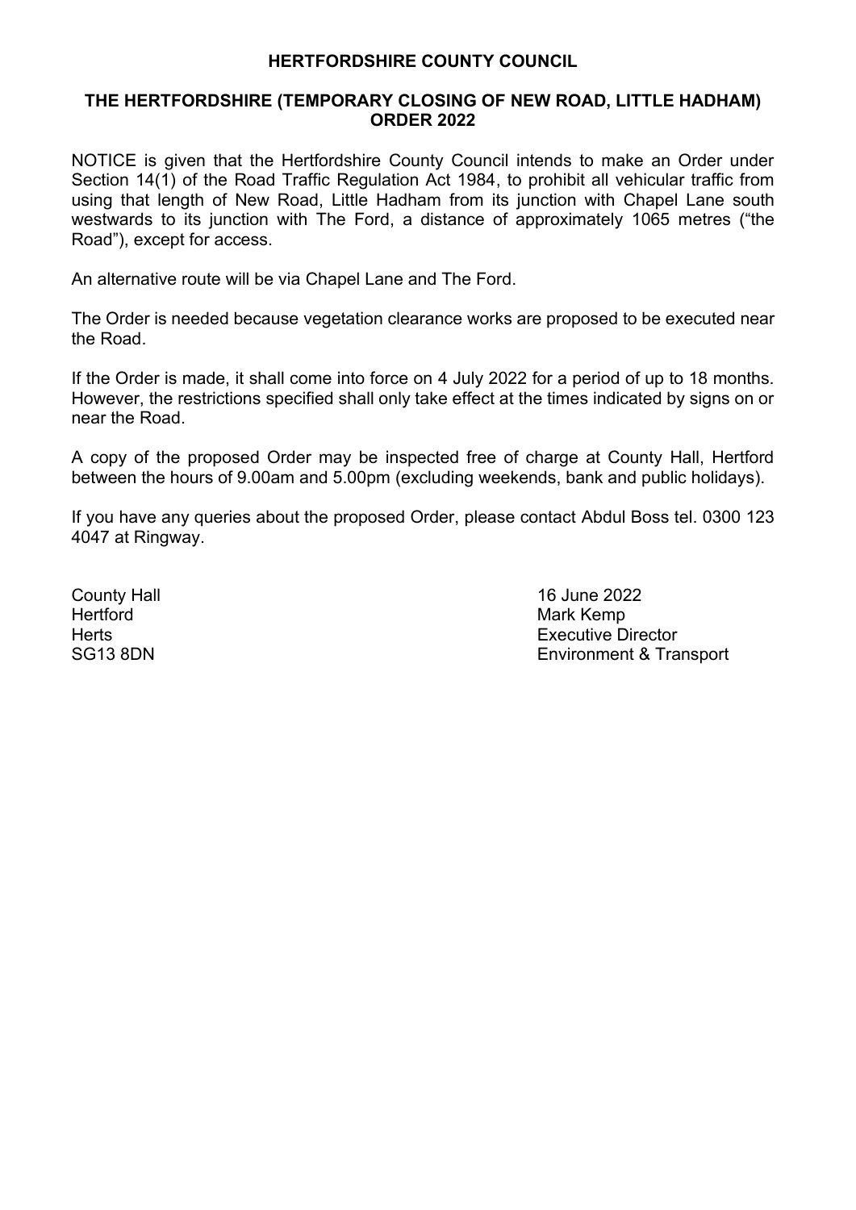**HERTFORDSHIRE COUNTY COUNCIL**

**THE HERTFORDSHIRE (TEMPORARY CLOSING OF NEW ROAD, LITTLE HADHAM) ORDER 2022**

NOTICE is given that the Hertfordshire County Council intends to make an Order under Section 14(1) of the Road Traffic Regulation Act 1984, to prohibit all vehicular traffic from using that length of New Road, Little Hadham from its junction with Chapel Lane south westwards to its junction with The Ford, a distance of approximately 1065 metres ("the Road"), except for access.

An alternative route will be via Chapel Lane and The Ford.

The Order is needed because vegetation clearance works are proposed to be executed near the Road.

If the Order is made, it shall come into force on 4 July 2022 for a period of up to 18 months. However, the restrictions specified shall only take effect at the times indicated by signs on or near the Road.

A copy of the proposed Order may be inspected free of charge at County Hall, Hertford between the hours of 9.00am and 5.00pm (excluding weekends, bank and public holidays).

If you have any queries about the proposed Order, please contact Abdul Boss tel. 0300 123 4047 at Ringway.

County Hall
Hertford
Herts
SG13 8DN

16 June 2022
Mark Kemp
Executive Director
Environment & Transport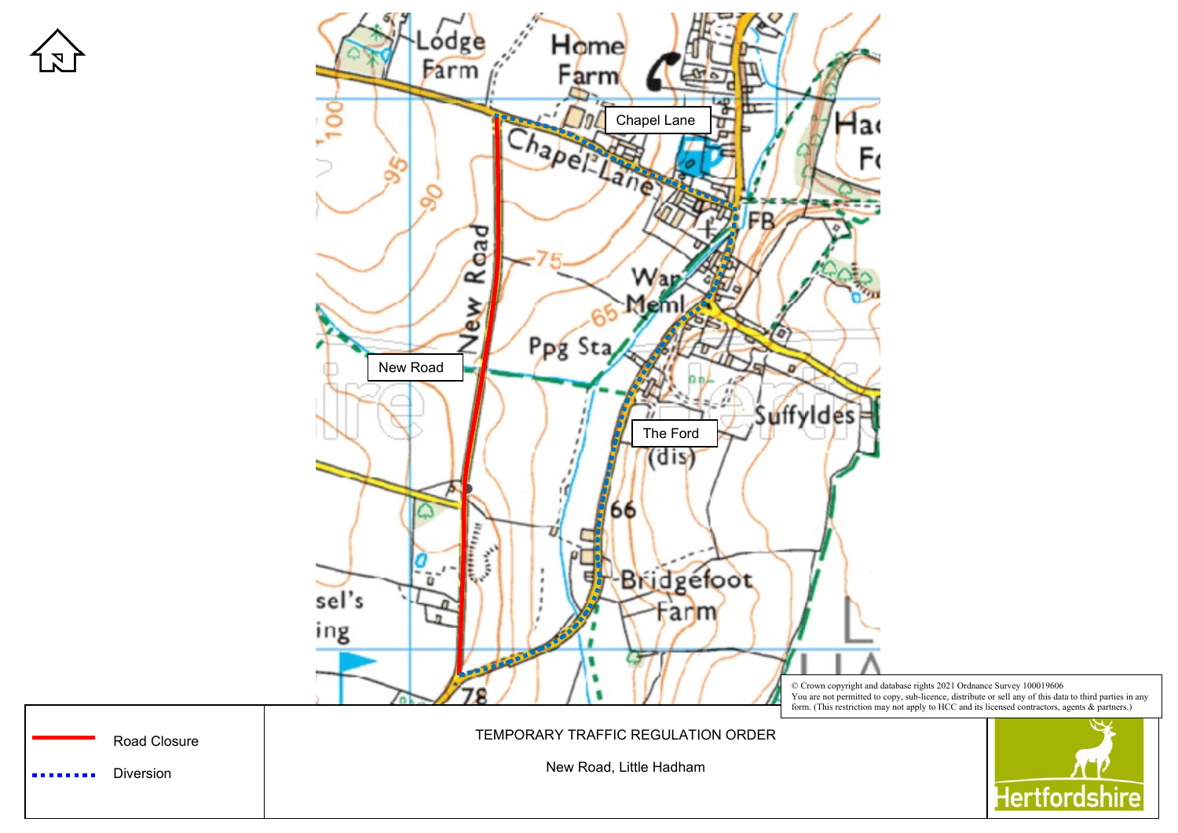Road Closure

Diversion

TEMPORARY TRAFFIC REGULATION ORDER

New Road, Little Hadham

© Crown copyright and database rights 2021 Ordnance Survey 100019606
You are not permitted to copy, sub-licence, distribute or sell any of this data to third parties in any form. (This restriction may not apply to HCC and its licensed contractors, agents & partners.)

Chapel Lane

New Road

The Ford

Hertfordshire